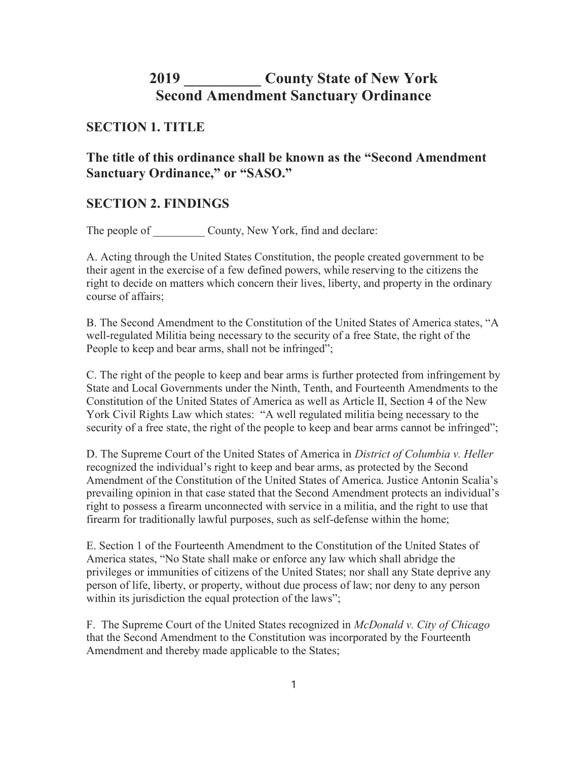# 2019 __________ County State of New York Second Amendment Sanctuary Ordinance

## SECTION 1. TITLE

**The title of this ordinance shall be known as the "Second Amendment Sanctuary Ordinance," or "SASO."**

## SECTION 2. FINDINGS

The people of _________ County, New York, find and declare:

A. Acting through the United States Constitution, the people created government to be their agent in the exercise of a few defined powers, while reserving to the citizens the right to decide on matters which concern their lives, liberty, and property in the ordinary course of affairs;

B. The Second Amendment to the Constitution of the United States of America states, "A well-regulated Militia being necessary to the security of a free State, the right of the People to keep and bear arms, shall not be infringed";

C. The right of the people to keep and bear arms is further protected from infringement by State and Local Governments under the Ninth, Tenth, and Fourteenth Amendments to the Constitution of the United States of America as well as Article II, Section 4 of the New York Civil Rights Law which states: "A well regulated militia being necessary to the security of a free state, the right of the people to keep and bear arms cannot be infringed";

D. The Supreme Court of the United States of America in *District of Columbia v. Heller* recognized the individual's right to keep and bear arms, as protected by the Second Amendment of the Constitution of the United States of America. Justice Antonin Scalia's prevailing opinion in that case stated that the Second Amendment protects an individual's right to possess a firearm unconnected with service in a militia, and the right to use that firearm for traditionally lawful purposes, such as self-defense within the home;

E. Section 1 of the Fourteenth Amendment to the Constitution of the United States of America states, "No State shall make or enforce any law which shall abridge the privileges or immunities of citizens of the United States; nor shall any State deprive any person of life, liberty, or property, without due process of law; nor deny to any person within its jurisdiction the equal protection of the laws";

F. The Supreme Court of the United States recognized in *McDonald v. City of Chicago* that the Second Amendment to the Constitution was incorporated by the Fourteenth Amendment and thereby made applicable to the States;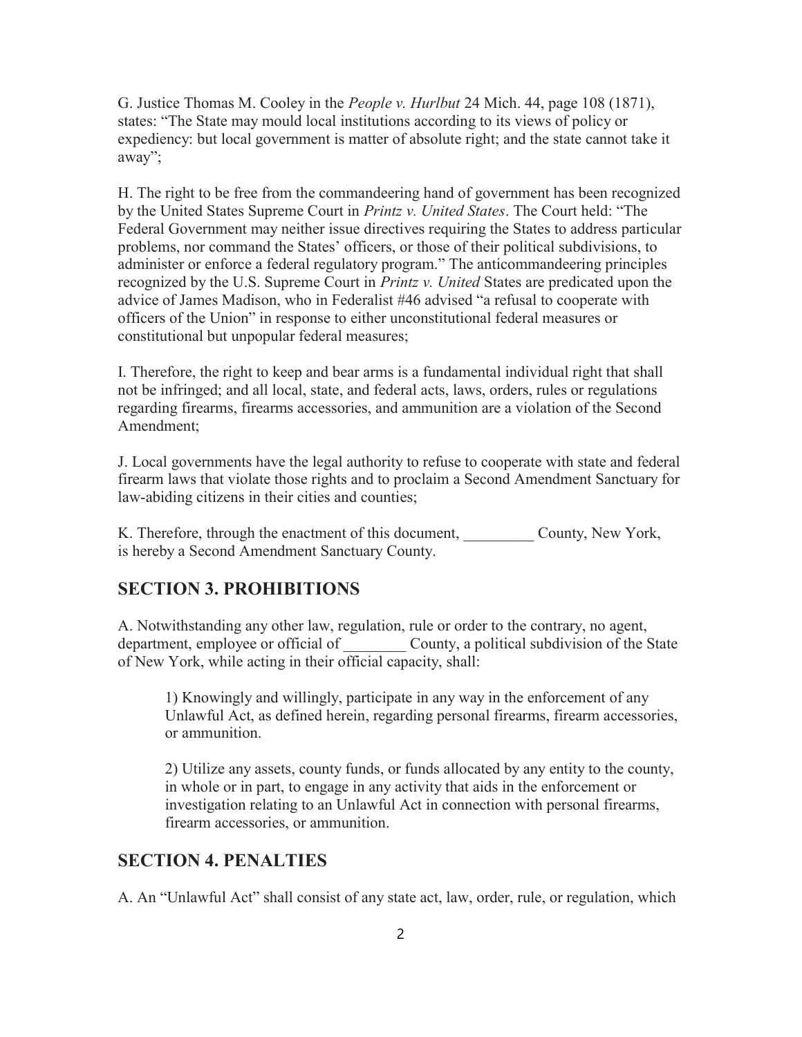G. Justice Thomas M. Cooley in the *People v. Hurlbut* 24 Mich. 44, page 108 (1871), states: "The State may mould local institutions according to its views of policy or expediency: but local government is matter of absolute right; and the state cannot take it away";

H. The right to be free from the commandeering hand of government has been recognized by the United States Supreme Court in *Printz v. United States*. The Court held: "The Federal Government may neither issue directives requiring the States to address particular problems, nor command the States' officers, or those of their political subdivisions, to administer or enforce a federal regulatory program." The anticommandeering principles recognized by the U.S. Supreme Court in *Printz v. United* States are predicated upon the advice of James Madison, who in Federalist #46 advised "a refusal to cooperate with officers of the Union" in response to either unconstitutional federal measures or constitutional but unpopular federal measures;

I. Therefore, the right to keep and bear arms is a fundamental individual right that shall not be infringed; and all local, state, and federal acts, laws, orders, rules or regulations regarding firearms, firearms accessories, and ammunition are a violation of the Second Amendment;

J. Local governments have the legal authority to refuse to cooperate with state and federal firearm laws that violate those rights and to proclaim a Second Amendment Sanctuary for law-abiding citizens in their cities and counties;

K. Therefore, through the enactment of this document, _________ County, New York, is hereby a Second Amendment Sanctuary County.

## SECTION 3. PROHIBITIONS

A. Notwithstanding any other law, regulation, rule or order to the contrary, no agent, department, employee or official of ________ County, a political subdivision of the State of New York, while acting in their official capacity, shall:

1) Knowingly and willingly, participate in any way in the enforcement of any Unlawful Act, as defined herein, regarding personal firearms, firearm accessories, or ammunition.

2) Utilize any assets, county funds, or funds allocated by any entity to the county, in whole or in part, to engage in any activity that aids in the enforcement or investigation relating to an Unlawful Act in connection with personal firearms, firearm accessories, or ammunition.

## SECTION 4. PENALTIES

A. An "Unlawful Act" shall consist of any state act, law, order, rule, or regulation, which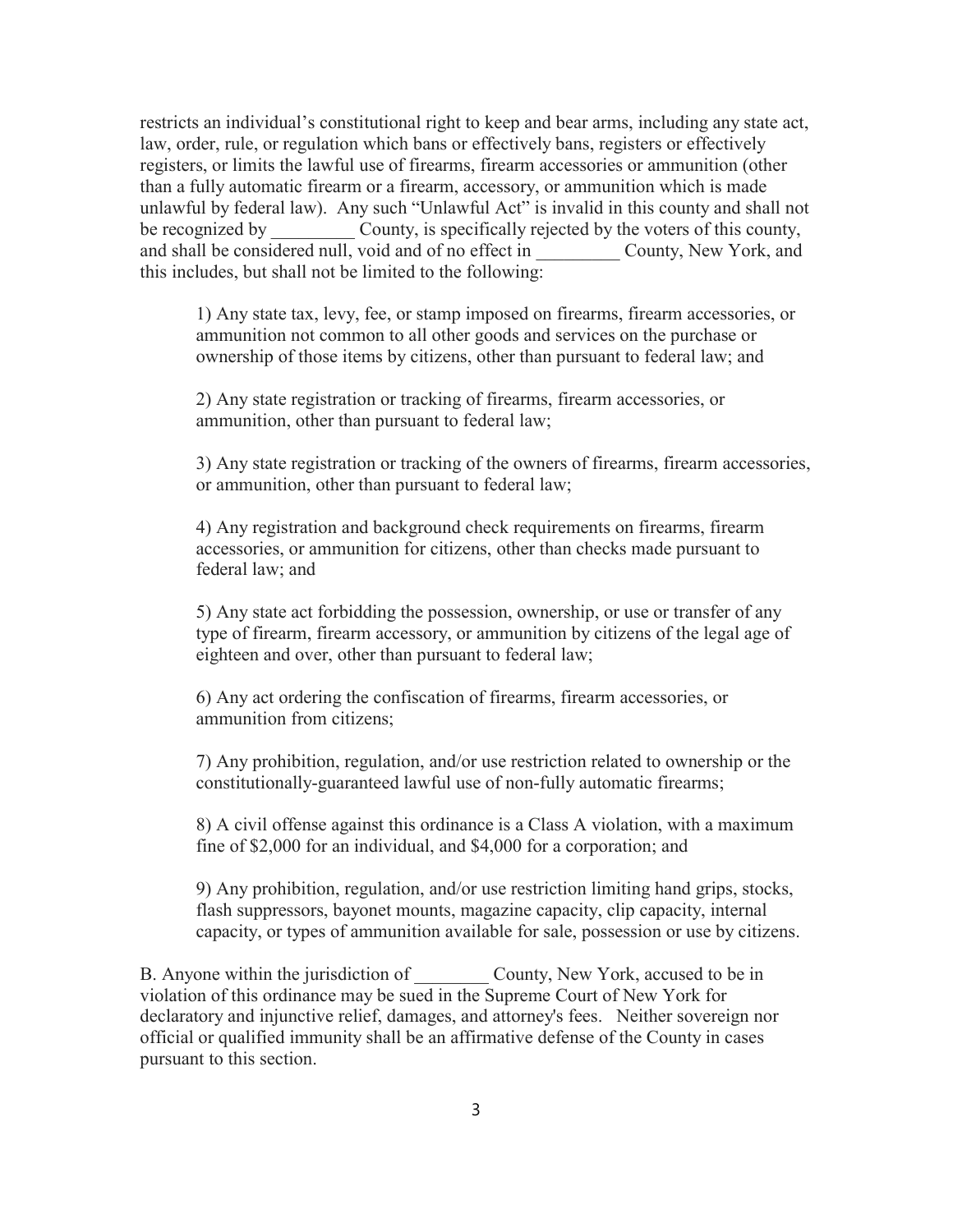restricts an individual's constitutional right to keep and bear arms, including any state act, law, order, rule, or regulation which bans or effectively bans, registers or effectively registers, or limits the lawful use of firearms, firearm accessories or ammunition (other than a fully automatic firearm or a firearm, accessory, or ammunition which is made unlawful by federal law). Any such "Unlawful Act" is invalid in this county and shall not be recognized by _________ County, is specifically rejected by the voters of this county, and shall be considered null, void and of no effect in _________ County, New York, and this includes, but shall not be limited to the following:

> 1) Any state tax, levy, fee, or stamp imposed on firearms, firearm accessories, or ammunition not common to all other goods and services on the purchase or ownership of those items by citizens, other than pursuant to federal law; and
>
> 2) Any state registration or tracking of firearms, firearm accessories, or ammunition, other than pursuant to federal law;
>
> 3) Any state registration or tracking of the owners of firearms, firearm accessories, or ammunition, other than pursuant to federal law;
>
> 4) Any registration and background check requirements on firearms, firearm accessories, or ammunition for citizens, other than checks made pursuant to federal law; and
>
> 5) Any state act forbidding the possession, ownership, or use or transfer of any type of firearm, firearm accessory, or ammunition by citizens of the legal age of eighteen and over, other than pursuant to federal law;
>
> 6) Any act ordering the confiscation of firearms, firearm accessories, or ammunition from citizens;
>
> 7) Any prohibition, regulation, and/or use restriction related to ownership or the constitutionally-guaranteed lawful use of non-fully automatic firearms;
>
> 8) A civil offense against this ordinance is a Class A violation, with a maximum fine of $2,000 for an individual, and $4,000 for a corporation; and
>
> 9) Any prohibition, regulation, and/or use restriction limiting hand grips, stocks, flash suppressors, bayonet mounts, magazine capacity, clip capacity, internal capacity, or types of ammunition available for sale, possession or use by citizens.

B. Anyone within the jurisdiction of ________ County, New York, accused to be in violation of this ordinance may be sued in the Supreme Court of New York for declaratory and injunctive relief, damages, and attorney's fees. Neither sovereign nor official or qualified immunity shall be an affirmative defense of the County in cases pursuant to this section.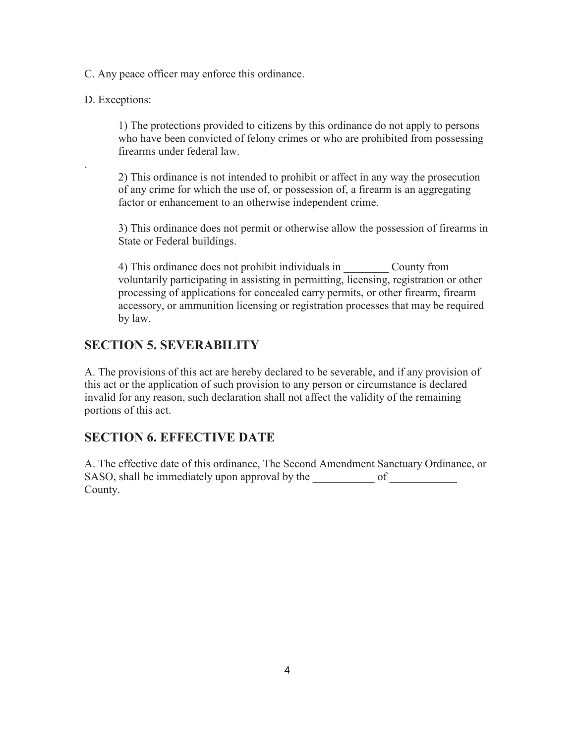C. Any peace officer may enforce this ordinance.

D. Exceptions:

1) The protections provided to citizens by this ordinance do not apply to persons who have been convicted of felony crimes or who are prohibited from possessing firearms under federal law.

.

2) This ordinance is not intended to prohibit or affect in any way the prosecution of any crime for which the use of, or possession of, a firearm is an aggregating factor or enhancement to an otherwise independent crime.

3) This ordinance does not permit or otherwise allow the possession of firearms in State or Federal buildings.

4) This ordinance does not prohibit individuals in ________ County from voluntarily participating in assisting in permitting, licensing, registration or other processing of applications for concealed carry permits, or other firearm, firearm accessory, or ammunition licensing or registration processes that may be required by law.

## SECTION 5. SEVERABILITY

A. The provisions of this act are hereby declared to be severable, and if any provision of this act or the application of such provision to any person or circumstance is declared invalid for any reason, such declaration shall not affect the validity of the remaining portions of this act.

## SECTION 6. EFFECTIVE DATE

A. The effective date of this ordinance, The Second Amendment Sanctuary Ordinance, or SASO, shall be immediately upon approval by the ___________ of ____________ County.